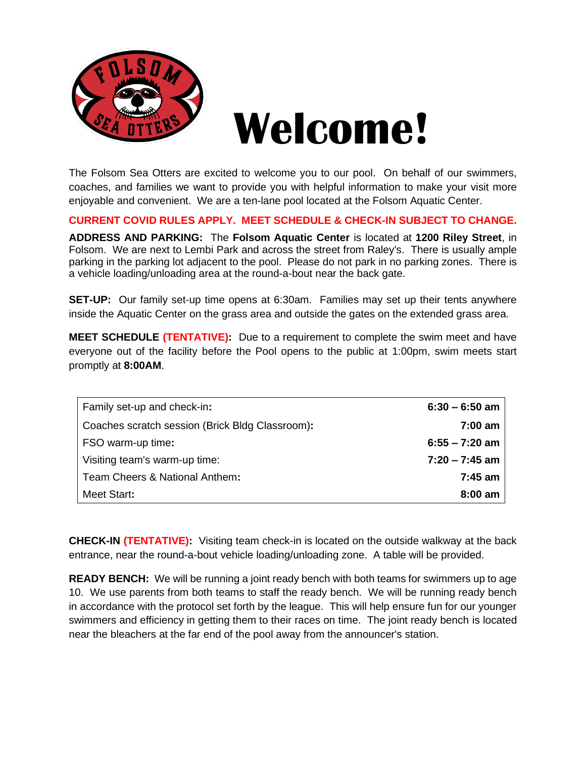# Welcome!

The Folsom Sea Otters are excited to welcome you to our pool. On behalf of our swimmers, coaches, and families we want to provide you with helpful information to make your visit more enjoyable and convenient. We are a ten-lane pool located at the Folsom Aquatic Center.

**CURRENT COVID RULES APPLY. MEET SCHEDULE & CHECK-IN SUBJECT TO CHANGE.**

**ADDRESS AND PARKING:** The **Folsom Aquatic Center** is located at **1200 Riley Street**, in Folsom. We are next to Lembi Park and across the street from Raley's. There is usually ample parking in the parking lot adjacent to the pool. Please do not park in no parking zones. There is a vehicle loading/unloading area at the round-a-bout near the back gate.

**SET-UP:** Our family set-up time opens at 6:30am. Families may set up their tents anywhere inside the Aquatic Center on the grass area and outside the gates on the extended grass area.

**MEET SCHEDULE (TENTATIVE):** Due to a requirement to complete the swim meet and have everyone out of the facility before the Pool opens to the public at 1:00pm, swim meets start promptly at **8:00AM**.

| Event | Time |
|---|---|
| Family set-up and check-in: | **6:30 – 6:50 am** |
| Coaches scratch session (Brick Bldg Classroom): | **7:00 am** |
| FSO warm-up time: | **6:55 – 7:20 am** |
| Visiting team's warm-up time: | **7:20 – 7:45 am** |
| Team Cheers & National Anthem: | **7:45 am** |
| Meet Start: | **8:00 am** |

**CHECK-IN (TENTATIVE):** Visiting team check-in is located on the outside walkway at the back entrance, near the round-a-bout vehicle loading/unloading zone. A table will be provided.

**READY BENCH:** We will be running a joint ready bench with both teams for swimmers up to age 10. We use parents from both teams to staff the ready bench. We will be running ready bench in accordance with the protocol set forth by the league. This will help ensure fun for our younger swimmers and efficiency in getting them to their races on time. The joint ready bench is located near the bleachers at the far end of the pool away from the announcer's station.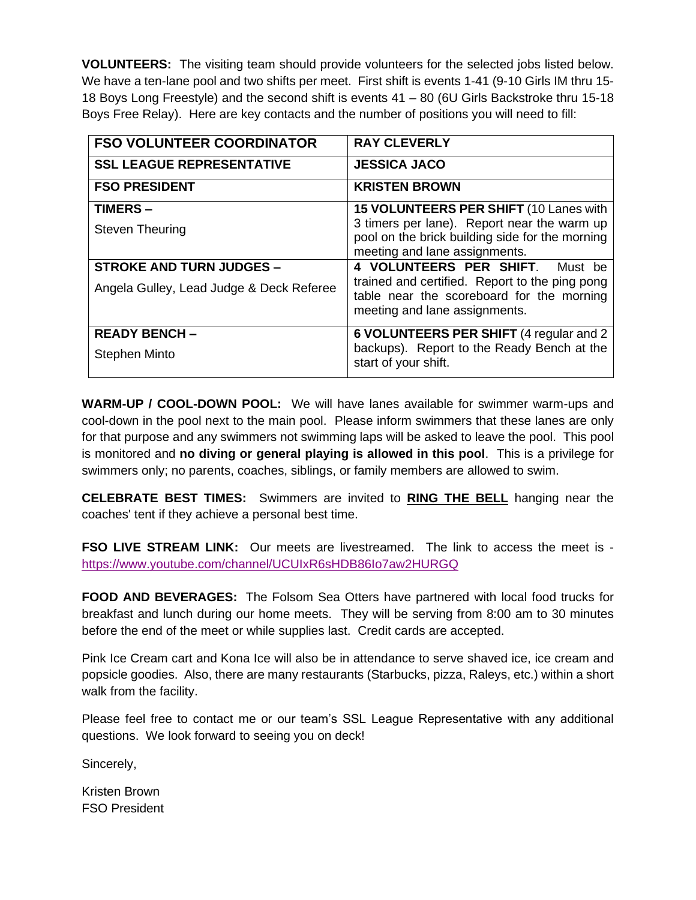**VOLUNTEERS:** The visiting team should provide volunteers for the selected jobs listed below. We have a ten-lane pool and two shifts per meet. First shift is events 1-41 (9-10 Girls IM thru 15-18 Boys Long Freestyle) and the second shift is events 41 – 80 (6U Girls Backstroke thru 15-18 Boys Free Relay). Here are key contacts and the number of positions you will need to fill:

| | |
|---|---|
| **FSO VOLUNTEER COORDINATOR** | **RAY CLEVERLY** |
| **SSL LEAGUE REPRESENTATIVE** | **JESSICA JACO** |
| **FSO PRESIDENT** | **KRISTEN BROWN** |
| **TIMERS –** Steven Theuring | **15 VOLUNTEERS PER SHIFT** (10 Lanes with 3 timers per lane). Report near the warm up pool on the brick building side for the morning meeting and lane assignments. |
| **STROKE AND TURN JUDGES –** Angela Gulley, Lead Judge & Deck Referee | **4 VOLUNTEERS PER SHIFT**. Must be trained and certified. Report to the ping pong table near the scoreboard for the morning meeting and lane assignments. |
| **READY BENCH –** Stephen Minto | **6 VOLUNTEERS PER SHIFT** (4 regular and 2 backups). Report to the Ready Bench at the start of your shift. |

**WARM-UP / COOL-DOWN POOL:** We will have lanes available for swimmer warm-ups and cool-down in the pool next to the main pool. Please inform swimmers that these lanes are only for that purpose and any swimmers not swimming laps will be asked to leave the pool. This pool is monitored and **no diving or general playing is allowed in this pool**. This is a privilege for swimmers only; no parents, coaches, siblings, or family members are allowed to swim.

**CELEBRATE BEST TIMES:** Swimmers are invited to **RING THE BELL** hanging near the coaches' tent if they achieve a personal best time.

**FSO LIVE STREAM LINK:** Our meets are livestreamed. The link to access the meet is - https://www.youtube.com/channel/UCUIxR6sHDB86Io7aw2HURGQ

**FOOD AND BEVERAGES:** The Folsom Sea Otters have partnered with local food trucks for breakfast and lunch during our home meets. They will be serving from 8:00 am to 30 minutes before the end of the meet or while supplies last. Credit cards are accepted.

Pink Ice Cream cart and Kona Ice will also be in attendance to serve shaved ice, ice cream and popsicle goodies. Also, there are many restaurants (Starbucks, pizza, Raleys, etc.) within a short walk from the facility.

Please feel free to contact me or our team's SSL League Representative with any additional questions. We look forward to seeing you on deck!

Sincerely,

Kristen Brown
FSO President